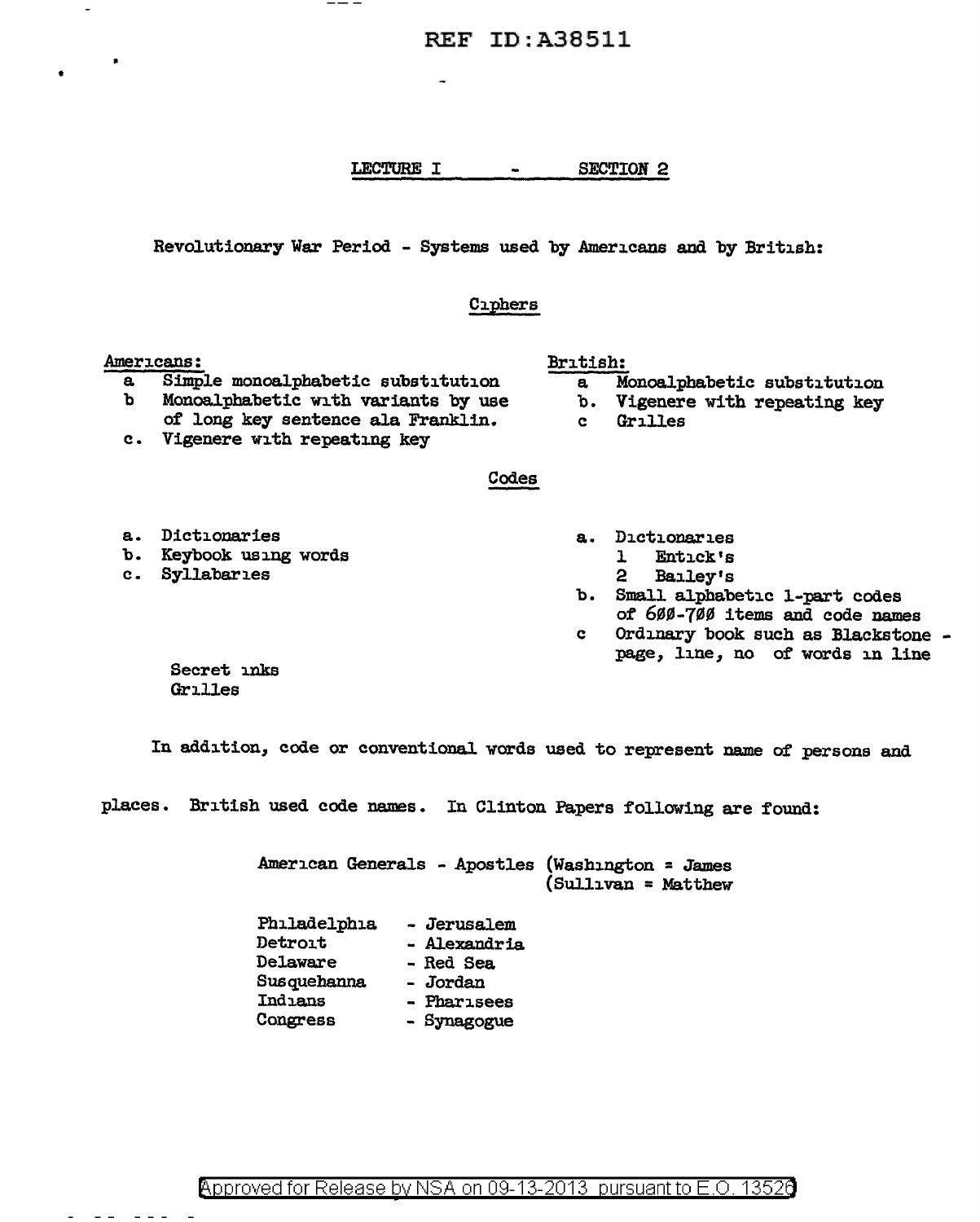REF ID:A38511

## LECTURE I - SECTION 2

Revolutionary War Period - Systems used by Americans and by British:

### Ciphers

**Americans:**

- a Simple monoalphabetic substitution
- b Monoalphabetic with variants by use of long key sentence ala Franklin.
- c. Vigenere with repeating key

**British:**

- a Monoalphabetic substitution
- b. Vigenere with repeating key
- c Grilles

### Codes

**Americans:**

- a. Dictionaries
- b. Keybook using words
- c. Syllabaries

Secret inks
Grilles

**British:**

- a. Dictionaries
  1. Entick's
  2. Bailey's
- b. Small alphabetic 1-part codes of 600-700 items and code names
- c Ordinary book such as Blackstone - page, line, no of words in line

In addition, code or conventional words used to represent name of persons and places. British used code names. In Clinton Papers following are found:

American Generals - Apostles (Washington = James
(Sullivan = Matthew

| | |
|---|---|
| Philadelphia | - Jerusalem |
| Detroit | - Alexandria |
| Delaware | - Red Sea |
| Susquehanna | - Jordan |
| Indians | - Pharisees |
| Congress | - Synagogue |

Approved for Release by NSA on 09-13-2013 pursuant to E.O. 13526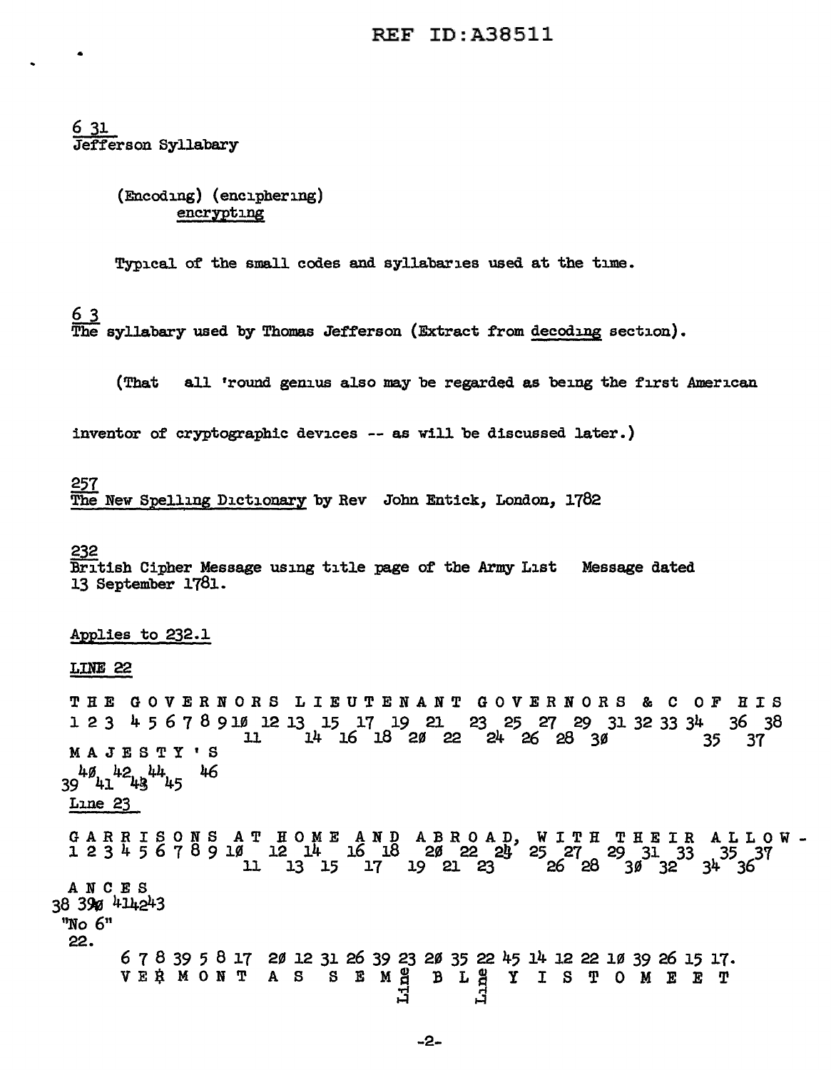6 31
Jefferson Syllabary

(Encoding) (enciphering)
encrypting

Typical of the small codes and syllabaries used at the time.

6 3
The syllabary used by Thomas Jefferson (Extract from decoding section).

(That all 'round genius also may be regarded as being the first American inventor of cryptographic devices -- as will be discussed later.)

257
The New Spelling Dictionary by Rev John Entick, London, 1782

232
British Cipher Message using title page of the Army List Message dated 13 September 1781.

Applies to 232.1

LINE 22

```
T H E G O V E R N O R S L I E U T E N A N T G O V E R N O R S & C O F H I S
1 2 3 4 5 6 7 8 9 10 11 12 13 14 15 16 17 18 20 21 22 23 24 25 26 27 28 29 30 31 32 33 34 35 36 37 38
M A J E S T Y ' S
39 40 41 42 43 44 45 46
```

Line 23

```
G A R R I S O N S A T H O M E A N D A B R O A D, W I T H T H E I R A L L O W -
1 2 3 4 5 6 7 8 9 10 11 12 13 14 15 16 17 18 19 20 21 22 23 24 25 26 27 28 29 30 31 32 33 34 35 36 37
A N C E S
38 39 40 41 42 43
```

"No 6"

22.

```
6 7 8 39 5 8 17 20 12 31 26 39 23 20 35 22 45 14 12 22 10 39 26 15 17.
V E R M O N T  A S  S E M  B L  Y  I S  T O  M E E T
                          Line  Line
```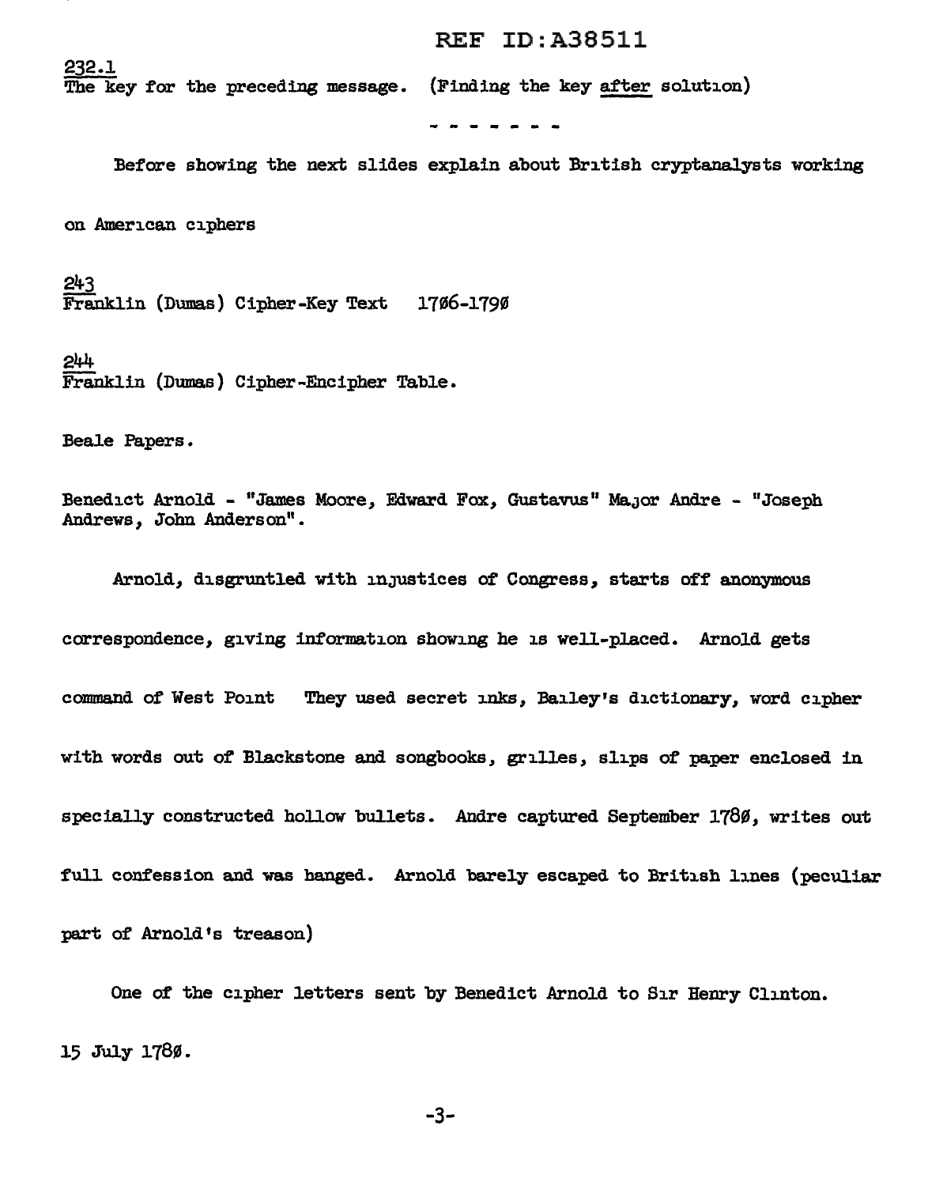232.1
The key for the preceding message. (Finding the key after solution)

- - - - - - -

Before showing the next slides explain about British cryptanalysts working on American ciphers

243
Franklin (Dumas) Cipher-Key Text 1706-1790

244
Franklin (Dumas) Cipher-Encipher Table.

Beale Papers.

Benedict Arnold - "James Moore, Edward Fox, Gustavus" Major Andre - "Joseph Andrews, John Anderson".

Arnold, disgruntled with injustices of Congress, starts off anonymous correspondence, giving information showing he is well-placed. Arnold gets command of West Point They used secret inks, Bailey's dictionary, word cipher with words out of Blackstone and songbooks, grilles, slips of paper enclosed in specially constructed hollow bullets. Andre captured September 1780, writes out full confession and was hanged. Arnold barely escaped to British lines (peculiar part of Arnold's treason)

One of the cipher letters sent by Benedict Arnold to Sir Henry Clinton. 15 July 1780.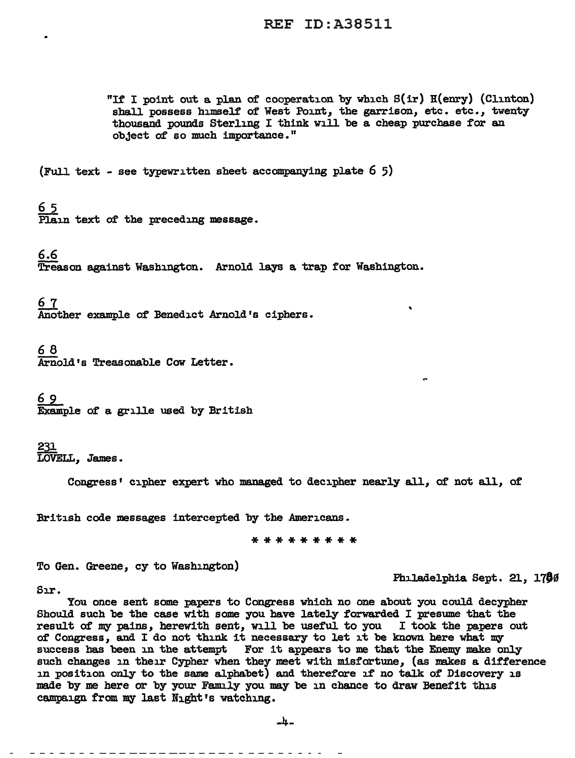"If I point out a plan of cooperation by which S(ir) H(enry) (Clinton) shall possess himself of West Point, the garrison, etc. etc., twenty thousand pounds Sterling I think will be a cheap purchase for an object of so much importance."

(Full text - see typewritten sheet accompanying plate 6 5)

<u>6 5</u>
Plain text of the preceding message.

<u>6.6</u>
Treason against Washington. Arnold lays a trap for Washington.

<u>6 7</u>
Another example of Benedict Arnold's ciphers.

<u>6 8</u>
Arnold's Treasonable Cow Letter.

<u>6 9</u>
Example of a grille used by British

<u>231</u>
LOVELL, James.

Congress' cipher expert who managed to decipher nearly all, of not all, of

British code messages intercepted by the Americans.

\* \* \* \* \* \* \* \* \*

To Gen. Greene, cy to Washington)

Philadelphia Sept. 21, 1780

Sir.

You once sent some papers to Congress which no one about you could decypher Should such be the case with some you have lately forwarded I presume that the result of my pains, herewith sent, will be useful to you I took the papers out of Congress, and I do not think it necessary to let it be known here what my success has been in the attempt For it appears to me that the Enemy make only such changes in their Cypher when they meet with misfortune, (as makes a difference in position only to the same alphabet) and therefore if no talk of Discovery is made by me here or by your Family you may be in chance to draw Benefit this campaign from my last Night's watching.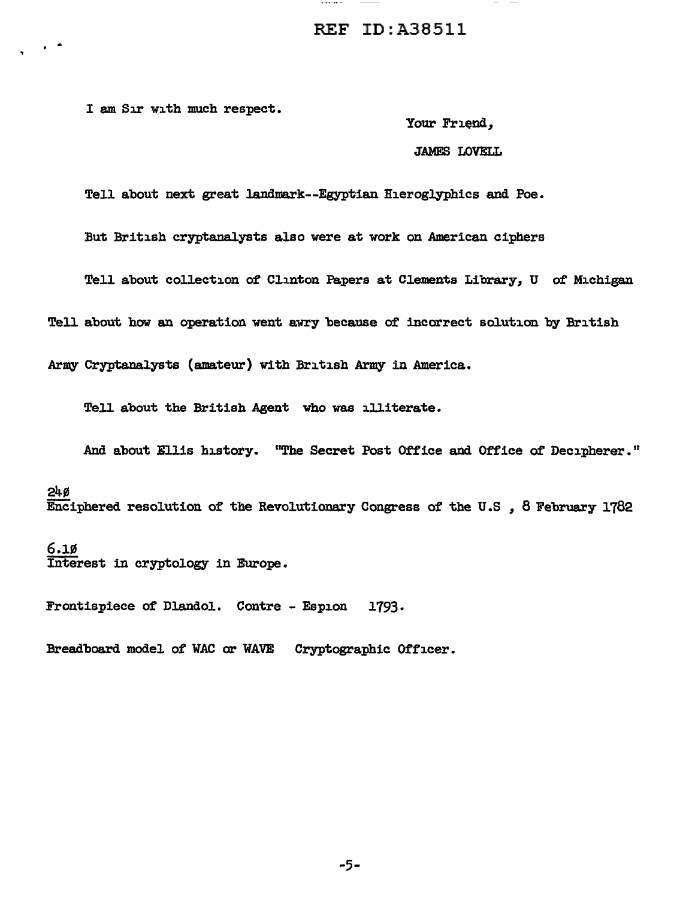I am Sir with much respect.

Your Friend,

JAMES LOVELL

Tell about next great landmark--Egyptian Hieroglyphics and Poe.

But British cryptanalysts also were at work on American ciphers

Tell about collection of Clinton Papers at Clements Library, U of Michigan

Tell about how an operation went awry because of incorrect solution by British Army Cryptanalysts (amateur) with British Army in America.

Tell about the British Agent who was illiterate.

And about Ellis history. "The Secret Post Office and Office of Decipherer."

240
Enciphered resolution of the Revolutionary Congress of the U.S , 8 February 1782

6.10
Interest in cryptology in Europe.

Frontispiece of Dlandol. Contre - Espion 1793.

Breadboard model of WAC or WAVE Cryptographic Officer.